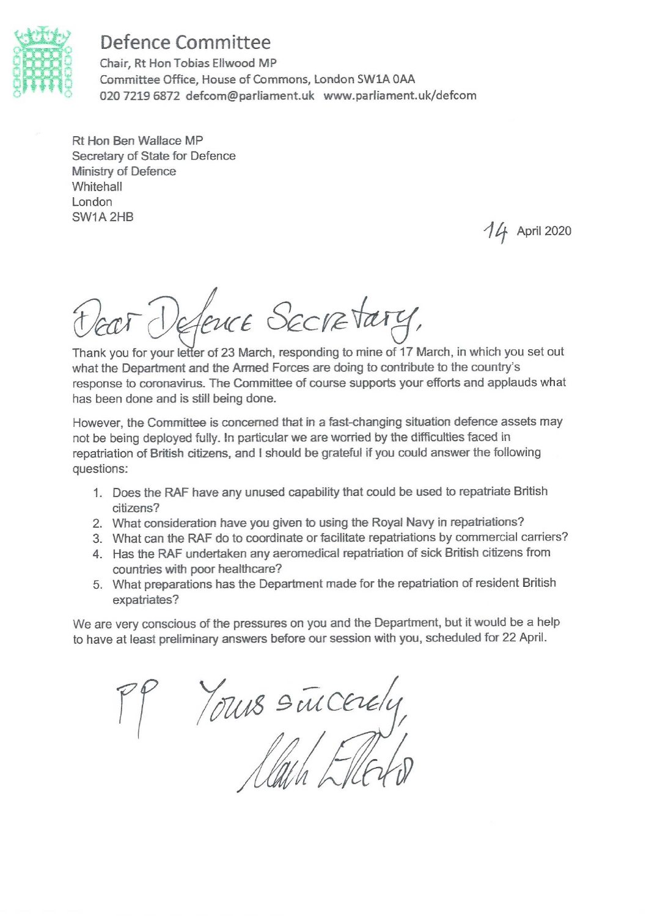# Defence Committee

Chair, Rt Hon Tobias Ellwood MP
Committee Office, House of Commons, London SW1A 0AA
020 7219 6872 defcom@parliament.uk www.parliament.uk/defcom

Rt Hon Ben Wallace MP
Secretary of State for Defence
Ministry of Defence
Whitehall
London
SW1A 2HB

14 April 2020

Dear Defence Secretary,

Thank you for your letter of 23 March, responding to mine of 17 March, in which you set out what the Department and the Armed Forces are doing to contribute to the country's response to coronavirus. The Committee of course supports your efforts and applauds what has been done and is still being done.

However, the Committee is concerned that in a fast-changing situation defence assets may not be being deployed fully. In particular we are worried by the difficulties faced in repatriation of British citizens, and I should be grateful if you could answer the following questions:

1. Does the RAF have any unused capability that could be used to repatriate British citizens?
2. What consideration have you given to using the Royal Navy in repatriations?
3. What can the RAF do to coordinate or facilitate repatriations by commercial carriers?
4. Has the RAF undertaken any aeromedical repatriation of sick British citizens from countries with poor healthcare?
5. What preparations has the Department made for the repatriation of resident British expatriates?

We are very conscious of the pressures on you and the Department, but it would be a help to have at least preliminary answers before our session with you, scheduled for 22 April.

PP Yours sincerely,

Mark Etherton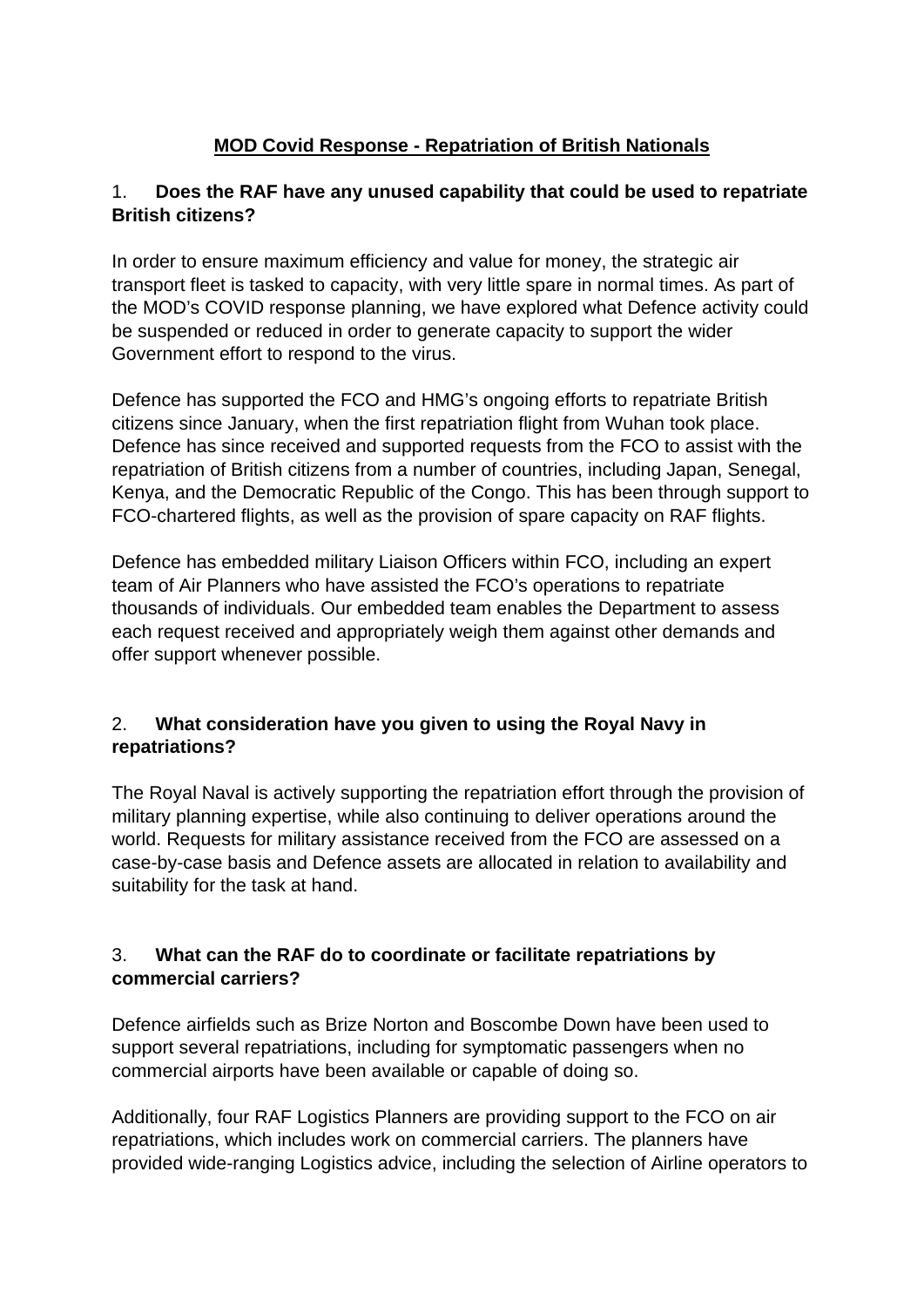# MOD Covid Response - Repatriation of British Nationals

1. **Does the RAF have any unused capability that could be used to repatriate British citizens?**

In order to ensure maximum efficiency and value for money, the strategic air transport fleet is tasked to capacity, with very little spare in normal times. As part of the MOD's COVID response planning, we have explored what Defence activity could be suspended or reduced in order to generate capacity to support the wider Government effort to respond to the virus.

Defence has supported the FCO and HMG's ongoing efforts to repatriate British citizens since January, when the first repatriation flight from Wuhan took place. Defence has since received and supported requests from the FCO to assist with the repatriation of British citizens from a number of countries, including Japan, Senegal, Kenya, and the Democratic Republic of the Congo. This has been through support to FCO-chartered flights, as well as the provision of spare capacity on RAF flights.

Defence has embedded military Liaison Officers within FCO, including an expert team of Air Planners who have assisted the FCO's operations to repatriate thousands of individuals. Our embedded team enables the Department to assess each request received and appropriately weigh them against other demands and offer support whenever possible.

2. **What consideration have you given to using the Royal Navy in repatriations?**

The Royal Naval is actively supporting the repatriation effort through the provision of military planning expertise, while also continuing to deliver operations around the world. Requests for military assistance received from the FCO are assessed on a case-by-case basis and Defence assets are allocated in relation to availability and suitability for the task at hand.

3. **What can the RAF do to coordinate or facilitate repatriations by commercial carriers?**

Defence airfields such as Brize Norton and Boscombe Down have been used to support several repatriations, including for symptomatic passengers when no commercial airports have been available or capable of doing so.

Additionally, four RAF Logistics Planners are providing support to the FCO on air repatriations, which includes work on commercial carriers. The planners have provided wide-ranging Logistics advice, including the selection of Airline operators to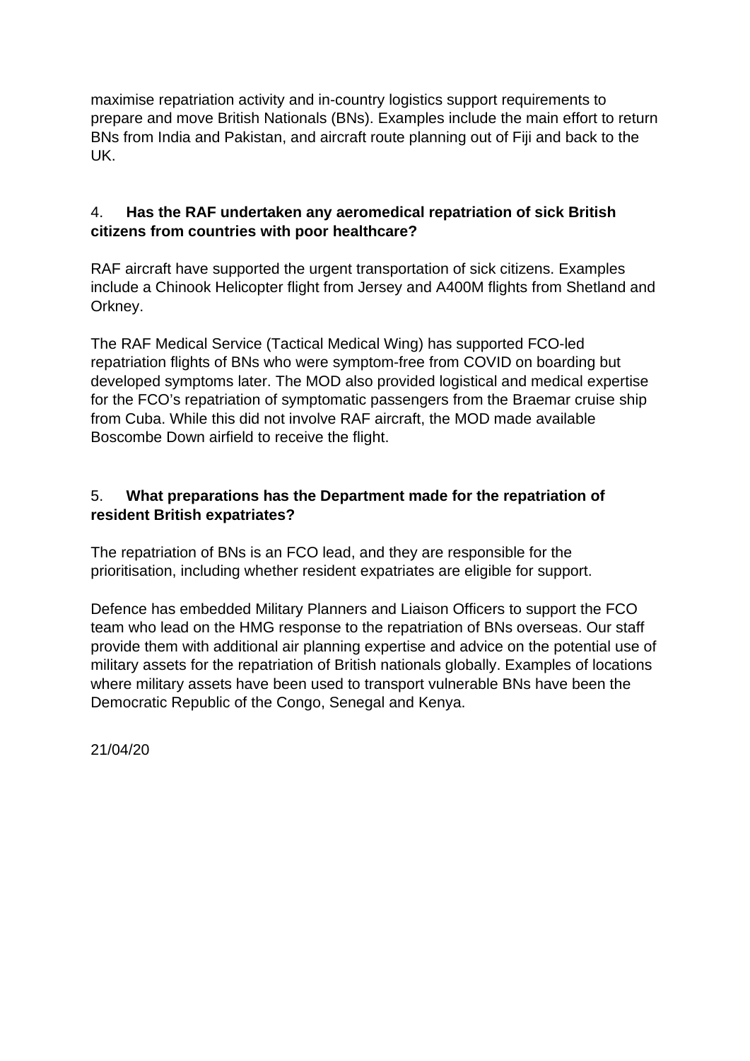maximise repatriation activity and in-country logistics support requirements to prepare and move British Nationals (BNs). Examples include the main effort to return BNs from India and Pakistan, and aircraft route planning out of Fiji and back to the UK.

4. **Has the RAF undertaken any aeromedical repatriation of sick British citizens from countries with poor healthcare?**

RAF aircraft have supported the urgent transportation of sick citizens. Examples include a Chinook Helicopter flight from Jersey and A400M flights from Shetland and Orkney.

The RAF Medical Service (Tactical Medical Wing) has supported FCO-led repatriation flights of BNs who were symptom-free from COVID on boarding but developed symptoms later. The MOD also provided logistical and medical expertise for the FCO's repatriation of symptomatic passengers from the Braemar cruise ship from Cuba. While this did not involve RAF aircraft, the MOD made available Boscombe Down airfield to receive the flight.

5. **What preparations has the Department made for the repatriation of resident British expatriates?**

The repatriation of BNs is an FCO lead, and they are responsible for the prioritisation, including whether resident expatriates are eligible for support.

Defence has embedded Military Planners and Liaison Officers to support the FCO team who lead on the HMG response to the repatriation of BNs overseas. Our staff provide them with additional air planning expertise and advice on the potential use of military assets for the repatriation of British nationals globally. Examples of locations where military assets have been used to transport vulnerable BNs have been the Democratic Republic of the Congo, Senegal and Kenya.

21/04/20